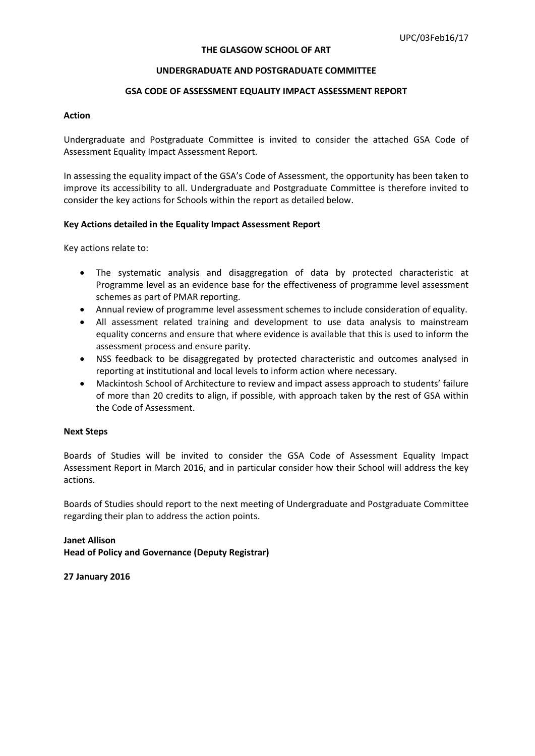UPC/03Feb16/17

**THE GLASGOW SCHOOL OF ART**

**UNDERGRADUATE AND POSTGRADUATE COMMITTEE**

**GSA CODE OF ASSESSMENT EQUALITY IMPACT ASSESSMENT REPORT**

**Action**

Undergraduate and Postgraduate Committee is invited to consider the attached GSA Code of Assessment Equality Impact Assessment Report.

In assessing the equality impact of the GSA's Code of Assessment, the opportunity has been taken to improve its accessibility to all. Undergraduate and Postgraduate Committee is therefore invited to consider the key actions for Schools within the report as detailed below.

**Key Actions detailed in the Equality Impact Assessment Report**

Key actions relate to:

- The systematic analysis and disaggregation of data by protected characteristic at Programme level as an evidence base for the effectiveness of programme level assessment schemes as part of PMAR reporting.
- Annual review of programme level assessment schemes to include consideration of equality.
- All assessment related training and development to use data analysis to mainstream equality concerns and ensure that where evidence is available that this is used to inform the assessment process and ensure parity.
- NSS feedback to be disaggregated by protected characteristic and outcomes analysed in reporting at institutional and local levels to inform action where necessary.
- Mackintosh School of Architecture to review and impact assess approach to students' failure of more than 20 credits to align, if possible, with approach taken by the rest of GSA within the Code of Assessment.

**Next Steps**

Boards of Studies will be invited to consider the GSA Code of Assessment Equality Impact Assessment Report in March 2016, and in particular consider how their School will address the key actions.

Boards of Studies should report to the next meeting of Undergraduate and Postgraduate Committee regarding their plan to address the action points.

**Janet Allison**
**Head of Policy and Governance (Deputy Registrar)**

**27 January 2016**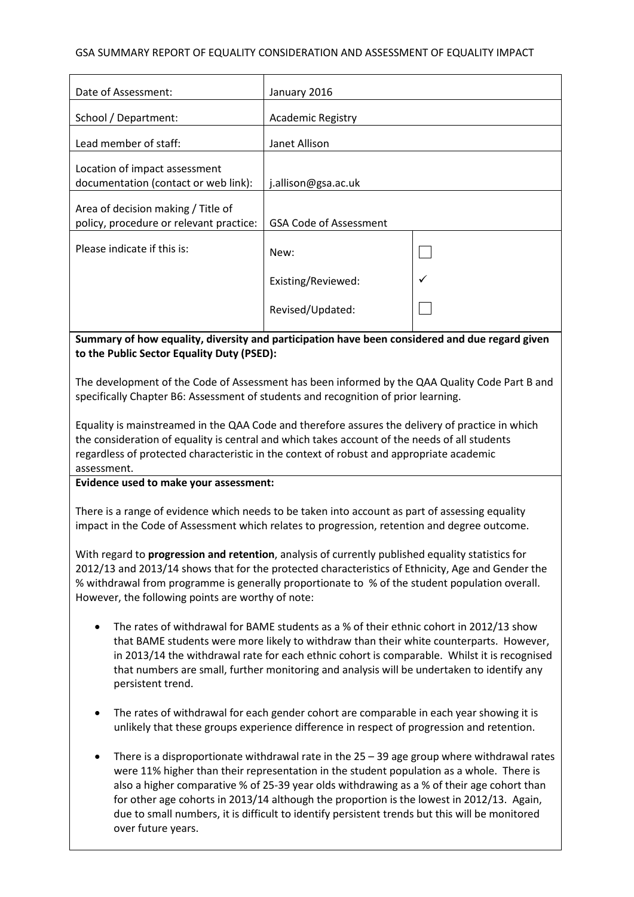GSA SUMMARY REPORT OF EQUALITY CONSIDERATION AND ASSESSMENT OF EQUALITY IMPACT

| | | |
|---|---|---|
| Date of Assessment: | January 2016 | |
| School / Department: | Academic Registry | |
| Lead member of staff: | Janet Allison | |
| Location of impact assessment documentation (contact or web link): | j.allison@gsa.ac.uk | |
| Area of decision making / Title of policy, procedure or relevant practice: | GSA Code of Assessment | |
| Please indicate if this is: | New: | ☐ |
| | Existing/Reviewed: | ✓ |
| | Revised/Updated: | ☐ |

**Summary of how equality, diversity and participation have been considered and due regard given to the Public Sector Equality Duty (PSED):**

The development of the Code of Assessment has been informed by the QAA Quality Code Part B and specifically Chapter B6: Assessment of students and recognition of prior learning.

Equality is mainstreamed in the QAA Code and therefore assures the delivery of practice in which the consideration of equality is central and which takes account of the needs of all students regardless of protected characteristic in the context of robust and appropriate academic assessment.

**Evidence used to make your assessment:**

There is a range of evidence which needs to be taken into account as part of assessing equality impact in the Code of Assessment which relates to progression, retention and degree outcome.

With regard to **progression and retention**, analysis of currently published equality statistics for 2012/13 and 2013/14 shows that for the protected characteristics of Ethnicity, Age and Gender the % withdrawal from programme is generally proportionate to % of the student population overall. However, the following points are worthy of note:

- The rates of withdrawal for BAME students as a % of their ethnic cohort in 2012/13 show that BAME students were more likely to withdraw than their white counterparts. However, in 2013/14 the withdrawal rate for each ethnic cohort is comparable. Whilst it is recognised that numbers are small, further monitoring and analysis will be undertaken to identify any persistent trend.

- The rates of withdrawal for each gender cohort are comparable in each year showing it is unlikely that these groups experience difference in respect of progression and retention.

- There is a disproportionate withdrawal rate in the 25 – 39 age group where withdrawal rates were 11% higher than their representation in the student population as a whole. There is also a higher comparative % of 25-39 year olds withdrawing as a % of their age cohort than for other age cohorts in 2013/14 although the proportion is the lowest in 2012/13. Again, due to small numbers, it is difficult to identify persistent trends but this will be monitored over future years.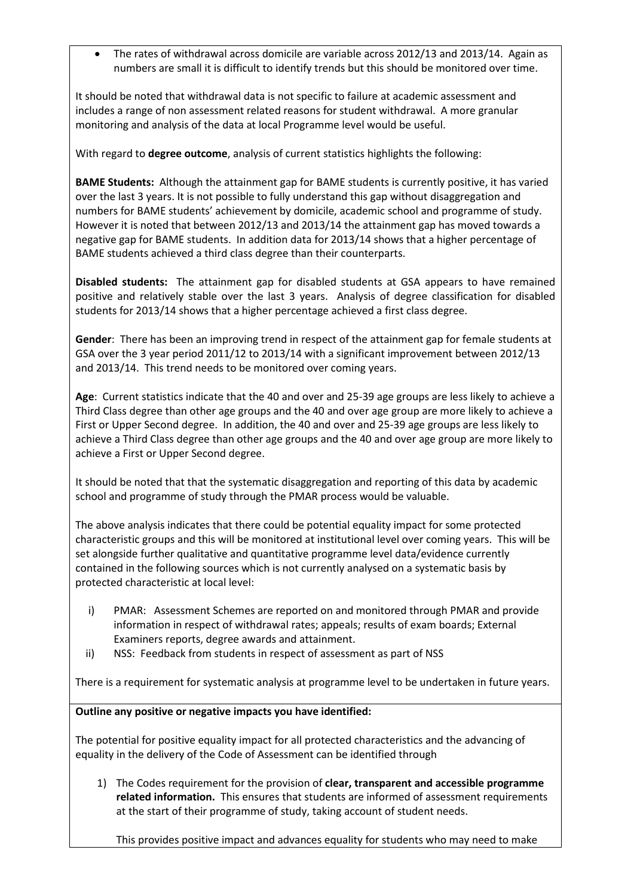- The rates of withdrawal across domicile are variable across 2012/13 and 2013/14. Again as numbers are small it is difficult to identify trends but this should be monitored over time.

It should be noted that withdrawal data is not specific to failure at academic assessment and includes a range of non assessment related reasons for student withdrawal. A more granular monitoring and analysis of the data at local Programme level would be useful.

With regard to **degree outcome**, analysis of current statistics highlights the following:

**BAME Students:** Although the attainment gap for BAME students is currently positive, it has varied over the last 3 years. It is not possible to fully understand this gap without disaggregation and numbers for BAME students' achievement by domicile, academic school and programme of study. However it is noted that between 2012/13 and 2013/14 the attainment gap has moved towards a negative gap for BAME students. In addition data for 2013/14 shows that a higher percentage of BAME students achieved a third class degree than their counterparts.

**Disabled students:** The attainment gap for disabled students at GSA appears to have remained positive and relatively stable over the last 3 years. Analysis of degree classification for disabled students for 2013/14 shows that a higher percentage achieved a first class degree.

**Gender**: There has been an improving trend in respect of the attainment gap for female students at GSA over the 3 year period 2011/12 to 2013/14 with a significant improvement between 2012/13 and 2013/14. This trend needs to be monitored over coming years.

**Age**: Current statistics indicate that the 40 and over and 25-39 age groups are less likely to achieve a Third Class degree than other age groups and the 40 and over age group are more likely to achieve a First or Upper Second degree. In addition, the 40 and over and 25-39 age groups are less likely to achieve a Third Class degree than other age groups and the 40 and over age group are more likely to achieve a First or Upper Second degree.

It should be noted that that the systematic disaggregation and reporting of this data by academic school and programme of study through the PMAR process would be valuable.

The above analysis indicates that there could be potential equality impact for some protected characteristic groups and this will be monitored at institutional level over coming years. This will be set alongside further qualitative and quantitative programme level data/evidence currently contained in the following sources which is not currently analysed on a systematic basis by protected characteristic at local level:

i) PMAR: Assessment Schemes are reported on and monitored through PMAR and provide information in respect of withdrawal rates; appeals; results of exam boards; External Examiners reports, degree awards and attainment.
ii) NSS: Feedback from students in respect of assessment as part of NSS

There is a requirement for systematic analysis at programme level to be undertaken in future years.

**Outline any positive or negative impacts you have identified:**

The potential for positive equality impact for all protected characteristics and the advancing of equality in the delivery of the Code of Assessment can be identified through

1) The Codes requirement for the provision of **clear, transparent and accessible programme related information.** This ensures that students are informed of assessment requirements at the start of their programme of study, taking account of student needs.

   This provides positive impact and advances equality for students who may need to make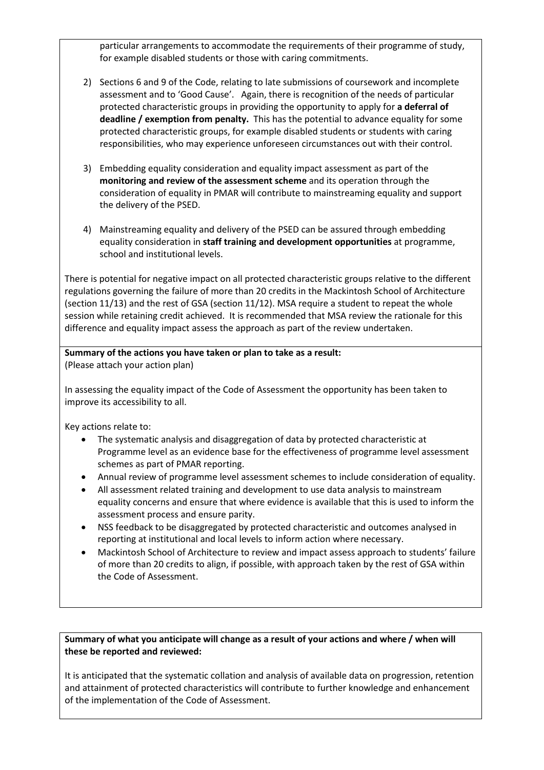particular arrangements to accommodate the requirements of their programme of study, for example disabled students or those with caring commitments.

2) Sections 6 and 9 of the Code, relating to late submissions of coursework and incomplete assessment and to 'Good Cause'. Again, there is recognition of the needs of particular protected characteristic groups in providing the opportunity to apply for **a deferral of deadline / exemption from penalty.** This has the potential to advance equality for some protected characteristic groups, for example disabled students or students with caring responsibilities, who may experience unforeseen circumstances out with their control.

3) Embedding equality consideration and equality impact assessment as part of the **monitoring and review of the assessment scheme** and its operation through the consideration of equality in PMAR will contribute to mainstreaming equality and support the delivery of the PSED.

4) Mainstreaming equality and delivery of the PSED can be assured through embedding equality consideration in **staff training and development opportunities** at programme, school and institutional levels.

There is potential for negative impact on all protected characteristic groups relative to the different regulations governing the failure of more than 20 credits in the Mackintosh School of Architecture (section 11/13) and the rest of GSA (section 11/12). MSA require a student to repeat the whole session while retaining credit achieved. It is recommended that MSA review the rationale for this difference and equality impact assess the approach as part of the review undertaken.

**Summary of the actions you have taken or plan to take as a result:**
(Please attach your action plan)

In assessing the equality impact of the Code of Assessment the opportunity has been taken to improve its accessibility to all.

Key actions relate to:

- The systematic analysis and disaggregation of data by protected characteristic at Programme level as an evidence base for the effectiveness of programme level assessment schemes as part of PMAR reporting.
- Annual review of programme level assessment schemes to include consideration of equality.
- All assessment related training and development to use data analysis to mainstream equality concerns and ensure that where evidence is available that this is used to inform the assessment process and ensure parity.
- NSS feedback to be disaggregated by protected characteristic and outcomes analysed in reporting at institutional and local levels to inform action where necessary.
- Mackintosh School of Architecture to review and impact assess approach to students' failure of more than 20 credits to align, if possible, with approach taken by the rest of GSA within the Code of Assessment.

**Summary of what you anticipate will change as a result of your actions and where / when will these be reported and reviewed:**

It is anticipated that the systematic collation and analysis of available data on progression, retention and attainment of protected characteristics will contribute to further knowledge and enhancement of the implementation of the Code of Assessment.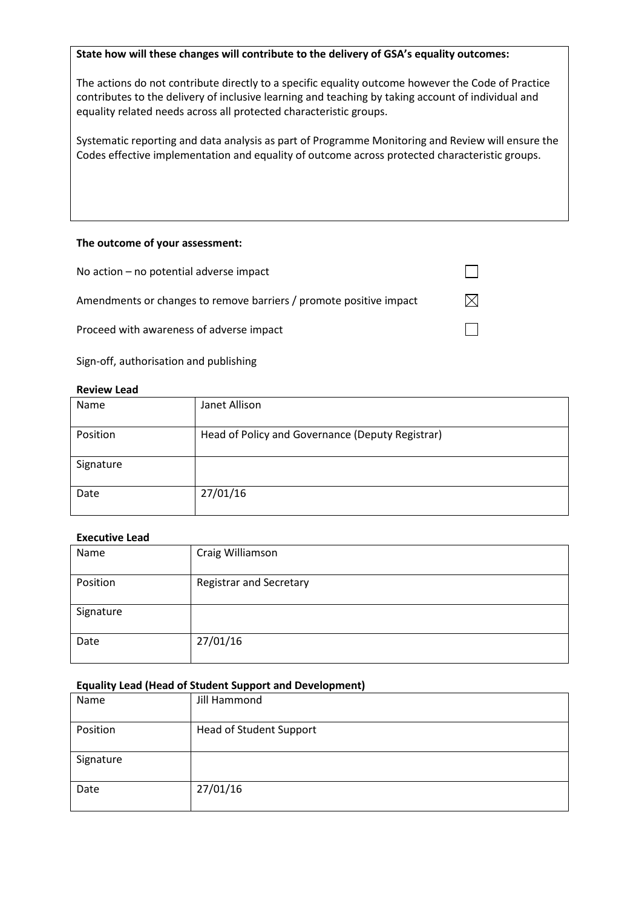**State how will these changes will contribute to the delivery of GSA's equality outcomes:**

The actions do not contribute directly to a specific equality outcome however the Code of Practice contributes to the delivery of inclusive learning and teaching by taking account of individual and equality related needs across all protected characteristic groups.

Systematic reporting and data analysis as part of Programme Monitoring and Review will ensure the Codes effective implementation and equality of outcome across protected characteristic groups.

**The outcome of your assessment:**

No action – no potential adverse impact ☐

Amendments or changes to remove barriers / promote positive impact ☒

Proceed with awareness of adverse impact ☐

Sign-off, authorisation and publishing

**Review Lead**

| | |
|---|---|
| Name | Janet Allison |
| Position | Head of Policy and Governance (Deputy Registrar) |
| Signature | |
| Date | 27/01/16 |

**Executive Lead**

| | |
|---|---|
| Name | Craig Williamson |
| Position | Registrar and Secretary |
| Signature | |
| Date | 27/01/16 |

**Equality Lead (Head of Student Support and Development)**

| | |
|---|---|
| Name | Jill Hammond |
| Position | Head of Student Support |
| Signature | |
| Date | 27/01/16 |